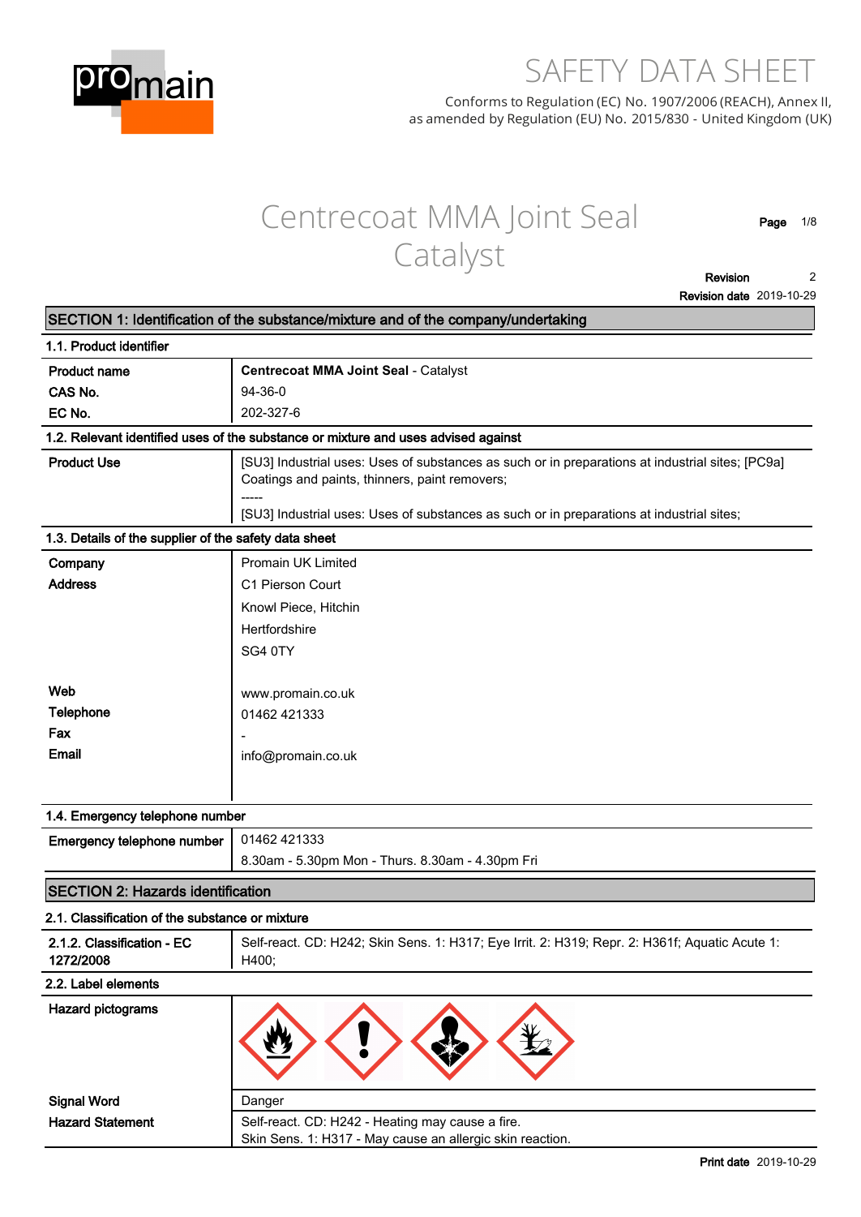# SAFETY DATA SHEET

Conforms to Regulation (EC) No. 1907/2006 (REACH), Annex II, as amended by Regulation (EU) No. 2015/830 - United Kingdom (UK)

## Centrecoat MMA Joint Seal Catalyst

**Revision** 2
**Revision date** 2019-10-29

## SECTION 1: Identification of the substance/mixture and of the company/undertaking

### 1.1. Product identifier

| | |
|---|---|
| **Product name** | **Centrecoat MMA Joint Seal** - Catalyst |
| **CAS No.** | 94-36-0 |
| **EC No.** | 202-327-6 |

### 1.2. Relevant identified uses of the substance or mixture and uses advised against

| | |
|---|---|
| **Product Use** | [SU3] Industrial uses: Uses of substances as such or in preparations at industrial sites; [PC9a] Coatings and paints, thinners, paint removers;<br>-----<br>[SU3] Industrial uses: Uses of substances as such or in preparations at industrial sites; |

### 1.3. Details of the supplier of the safety data sheet

| | |
|---|---|
| **Company** | Promain UK Limited |
| **Address** | C1 Pierson Court<br>Knowl Piece, Hitchin<br>Hertfordshire<br>SG4 0TY |
| **Web** | www.promain.co.uk |
| **Telephone** | 01462 421333 |
| **Fax** | - |
| **Email** | info@promain.co.uk |

### 1.4. Emergency telephone number

| | |
|---|---|
| **Emergency telephone number** | 01462 421333<br>8.30am - 5.30pm Mon - Thurs. 8.30am - 4.30pm Fri |

## SECTION 2: Hazards identification

### 2.1. Classification of the substance or mixture

| | |
|---|---|
| **2.1.2. Classification - EC 1272/2008** | Self-react. CD: H242; Skin Sens. 1: H317; Eye Irrit. 2: H319; Repr. 2: H361f; Aquatic Acute 1: H400; |

### 2.2. Label elements

| | |
|---|---|
| **Hazard pictograms** | |
| **Signal Word** | Danger |
| **Hazard Statement** | Self-react. CD: H242 - Heating may cause a fire.<br>Skin Sens. 1: H317 - May cause an allergic skin reaction. |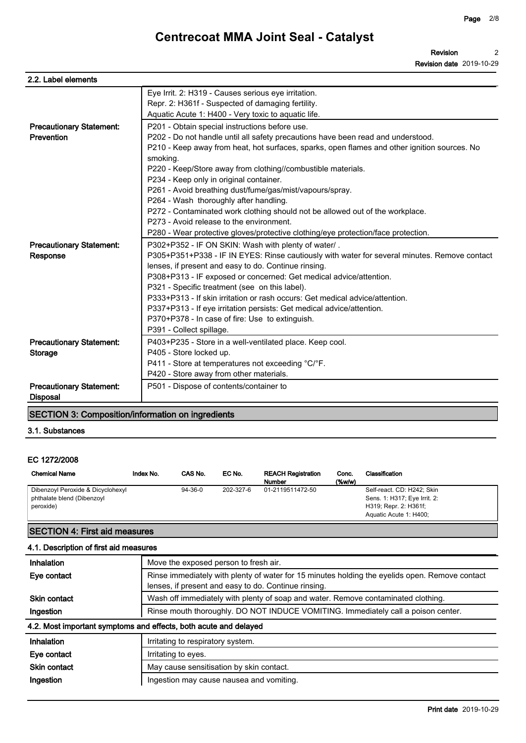# Centrecoat MMA Joint Seal - Catalyst

**Revision** 2

**Revision date** 2019-10-29

### 2.2. Label elements

| | |
|---|---|
| | Eye Irrit. 2: H319 - Causes serious eye irritation.<br>Repr. 2: H361f - Suspected of damaging fertility.<br>Aquatic Acute 1: H400 - Very toxic to aquatic life. |
| **Precautionary Statement: Prevention** | P201 - Obtain special instructions before use.<br>P202 - Do not handle until all safety precautions have been read and understood.<br>P210 - Keep away from heat, hot surfaces, sparks, open flames and other ignition sources. No smoking.<br>P220 - Keep/Store away from clothing//combustible materials.<br>P234 - Keep only in original container.<br>P261 - Avoid breathing dust/fume/gas/mist/vapours/spray.<br>P264 - Wash thoroughly after handling.<br>P272 - Contaminated work clothing should not be allowed out of the workplace.<br>P273 - Avoid release to the environment.<br>P280 - Wear protective gloves/protective clothing/eye protection/face protection. |
| **Precautionary Statement: Response** | P302+P352 - IF ON SKIN: Wash with plenty of water/ .<br>P305+P351+P338 - IF IN EYES: Rinse cautiously with water for several minutes. Remove contact lenses, if present and easy to do. Continue rinsing.<br>P308+P313 - IF exposed or concerned: Get medical advice/attention.<br>P321 - Specific treatment (see on this label).<br>P333+P313 - If skin irritation or rash occurs: Get medical advice/attention.<br>P337+P313 - If eye irritation persists: Get medical advice/attention.<br>P370+P378 - In case of fire: Use to extinguish.<br>P391 - Collect spillage. |
| **Precautionary Statement: Storage** | P403+P235 - Store in a well-ventilated place. Keep cool.<br>P405 - Store locked up.<br>P411 - Store at temperatures not exceeding °C/°F.<br>P420 - Store away from other materials. |
| **Precautionary Statement: Disposal** | P501 - Dispose of contents/container to |

## SECTION 3: Composition/information on ingredients

### 3.1. Substances

#### EC 1272/2008

| Chemical Name | Index No. | CAS No. | EC No. | REACH Registration Number | Conc. (%w/w) | Classification |
|---|---|---|---|---|---|---|
| Dibenzoyl Peroxide & Dicyclohexyl phthalate blend (Dibenzoyl peroxide) | | 94-36-0 | 202-327-6 | 01-2119511472-50 | | Self-react. CD: H242; Skin Sens. 1: H317; Eye Irrit. 2: H319; Repr. 2: H361f; Aquatic Acute 1: H400; |

## SECTION 4: First aid measures

### 4.1. Description of first aid measures

| | |
|---|---|
| **Inhalation** | Move the exposed person to fresh air. |
| **Eye contact** | Rinse immediately with plenty of water for 15 minutes holding the eyelids open. Remove contact lenses, if present and easy to do. Continue rinsing. |
| **Skin contact** | Wash off immediately with plenty of soap and water. Remove contaminated clothing. |
| **Ingestion** | Rinse mouth thoroughly. DO NOT INDUCE VOMITING. Immediately call a poison center. |

### 4.2. Most important symptoms and effects, both acute and delayed

| | |
|---|---|
| **Inhalation** | Irritating to respiratory system. |
| **Eye contact** | Irritating to eyes. |
| **Skin contact** | May cause sensitisation by skin contact. |
| **Ingestion** | Ingestion may cause nausea and vomiting. |

**Print date** 2019-10-29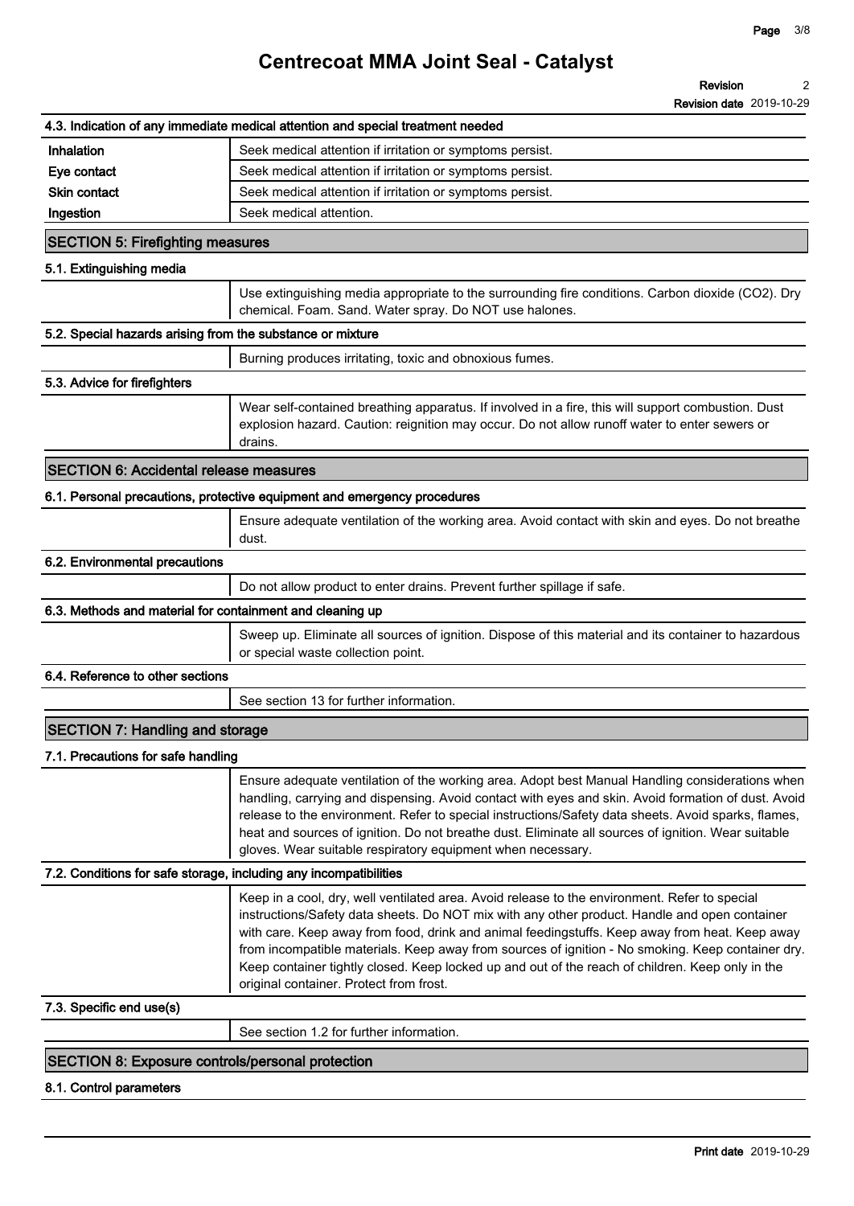### 4.3. Indication of any immediate medical attention and special treatment needed

| | |
|---|---|
| **Inhalation** | Seek medical attention if irritation or symptoms persist. |
| **Eye contact** | Seek medical attention if irritation or symptoms persist. |
| **Skin contact** | Seek medical attention if irritation or symptoms persist. |
| **Ingestion** | Seek medical attention. |

## SECTION 5: Firefighting measures

### 5.1. Extinguishing media

Use extinguishing media appropriate to the surrounding fire conditions. Carbon dioxide ($CO_2$). Dry chemical. Foam. Sand. Water spray. Do NOT use halones.

### 5.2. Special hazards arising from the substance or mixture

Burning produces irritating, toxic and obnoxious fumes.

### 5.3. Advice for firefighters

Wear self-contained breathing apparatus. If involved in a fire, this will support combustion. Dust explosion hazard. Caution: reignition may occur. Do not allow runoff water to enter sewers or drains.

## SECTION 6: Accidental release measures

### 6.1. Personal precautions, protective equipment and emergency procedures

Ensure adequate ventilation of the working area. Avoid contact with skin and eyes. Do not breathe dust.

### 6.2. Environmental precautions

Do not allow product to enter drains. Prevent further spillage if safe.

### 6.3. Methods and material for containment and cleaning up

Sweep up. Eliminate all sources of ignition. Dispose of this material and its container to hazardous or special waste collection point.

### 6.4. Reference to other sections

See section 13 for further information.

## SECTION 7: Handling and storage

### 7.1. Precautions for safe handling

Ensure adequate ventilation of the working area. Adopt best Manual Handling considerations when handling, carrying and dispensing. Avoid contact with eyes and skin. Avoid formation of dust. Avoid release to the environment. Refer to special instructions/Safety data sheets. Avoid sparks, flames, heat and sources of ignition. Do not breathe dust. Eliminate all sources of ignition. Wear suitable gloves. Wear suitable respiratory equipment when necessary.

### 7.2. Conditions for safe storage, including any incompatibilities

Keep in a cool, dry, well ventilated area. Avoid release to the environment. Refer to special instructions/Safety data sheets. Do NOT mix with any other product. Handle and open container with care. Keep away from food, drink and animal feedingstuffs. Keep away from heat. Keep away from incompatible materials. Keep away from sources of ignition - No smoking. Keep container dry. Keep container tightly closed. Keep locked up and out of the reach of children. Keep only in the original container. Protect from frost.

### 7.3. Specific end use(s)

See section 1.2 for further information.

## SECTION 8: Exposure controls/personal protection

### 8.1. Control parameters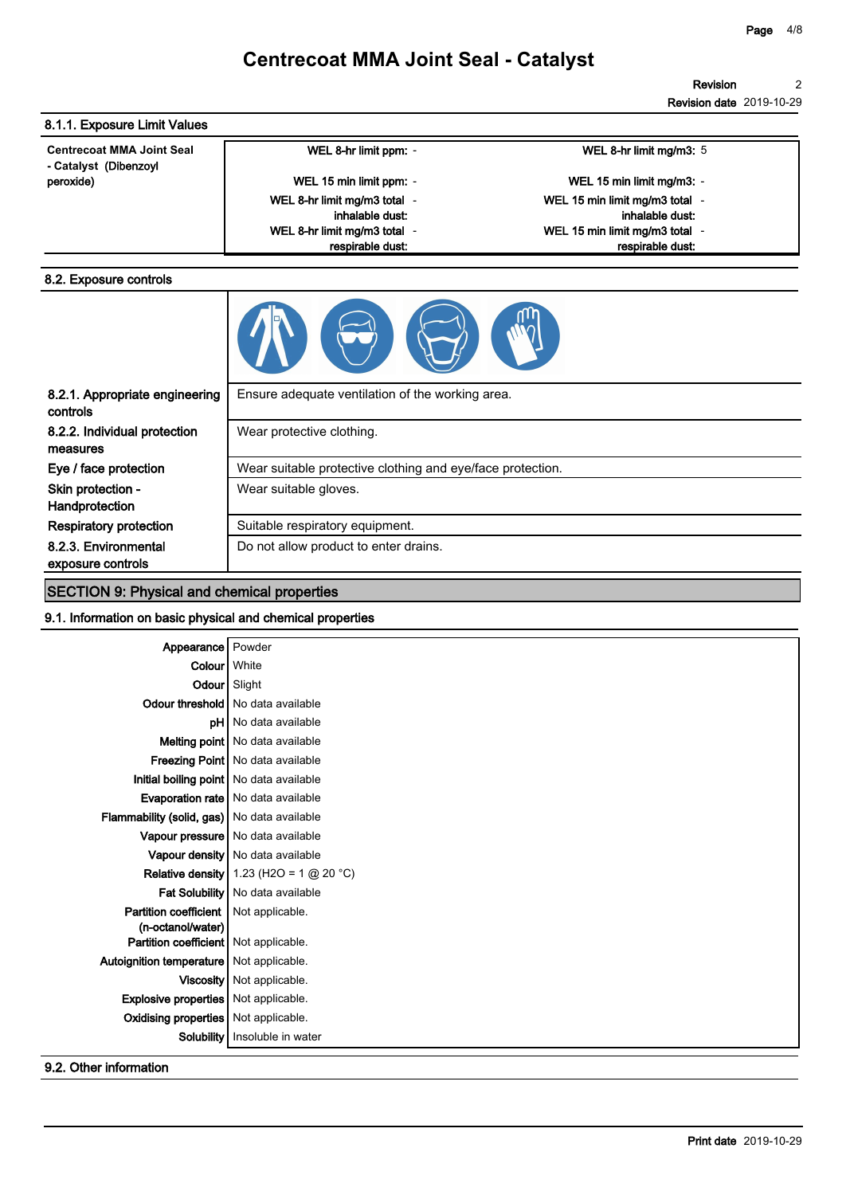# Centrecoat MMA Joint Seal - Catalyst

**Revision** 2

**Revision date** 2019-10-29

### 8.1.1. Exposure Limit Values

| Centrecoat MMA Joint Seal - Catalyst (Dibenzoyl peroxide) | | |
|---|---|---|
| | WEL 8-hr limit ppm: - | WEL 8-hr limit mg/m3: 5 |
| | WEL 15 min limit ppm: - | WEL 15 min limit mg/m3: - |
| | WEL 8-hr limit mg/m3 total inhalable dust: - | WEL 15 min limit mg/m3 total inhalable dust: - |
| | WEL 8-hr limit mg/m3 total respirable dust: - | WEL 15 min limit mg/m3 total respirable dust: - |

### 8.2. Exposure controls

| | |
|---|---|
| **8.2.1. Appropriate engineering controls** | Ensure adequate ventilation of the working area. |
| **8.2.2. Individual protection measures** | Wear protective clothing. |
| **Eye / face protection** | Wear suitable protective clothing and eye/face protection. |
| **Skin protection - Handprotection** | Wear suitable gloves. |
| **Respiratory protection** | Suitable respiratory equipment. |
| **8.2.3. Environmental exposure controls** | Do not allow product to enter drains. |

## SECTION 9: Physical and chemical properties

### 9.1. Information on basic physical and chemical properties

| | |
|---|---|
| **Appearance** | Powder |
| **Colour** | White |
| **Odour** | Slight |
| **Odour threshold** | No data available |
| **pH** | No data available |
| **Melting point** | No data available |
| **Freezing Point** | No data available |
| **Initial boiling point** | No data available |
| **Evaporation rate** | No data available |
| **Flammability (solid, gas)** | No data available |
| **Vapour pressure** | No data available |
| **Vapour density** | No data available |
| **Relative density** | 1.23 (H2O = 1 @ 20 °C) |
| **Fat Solubility** | No data available |
| **Partition coefficient (n-octanol/water)** | Not applicable. |
| **Partition coefficient** | Not applicable. |
| **Autoignition temperature** | Not applicable. |
| **Viscosity** | Not applicable. |
| **Explosive properties** | Not applicable. |
| **Oxidising properties** | Not applicable. |
| **Solubility** | Insoluble in water |

### 9.2. Other information

**Print date** 2019-10-29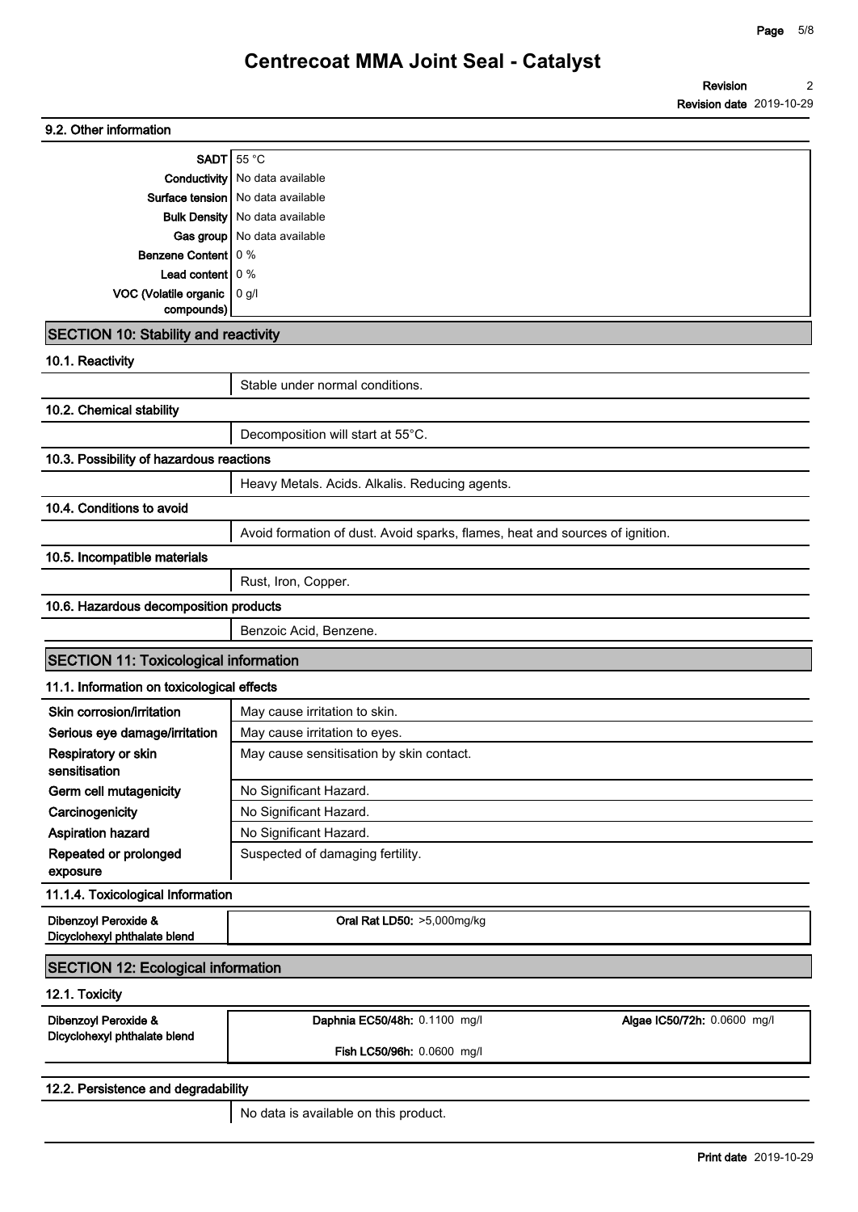# Centrecoat MMA Joint Seal - Catalyst

**Revision** 2
**Revision date** 2019-10-29

### 9.2. Other information

| | |
|---|---|
| **SADT** | 55 °C |
| **Conductivity** | No data available |
| **Surface tension** | No data available |
| **Bulk Density** | No data available |
| **Gas group** | No data available |
| **Benzene Content** | 0 % |
| **Lead content** | 0 % |
| **VOC (Volatile organic compounds)** | 0 g/l |

## SECTION 10: Stability and reactivity

### 10.1. Reactivity

Stable under normal conditions.

### 10.2. Chemical stability

Decomposition will start at 55°C.

### 10.3. Possibility of hazardous reactions

Heavy Metals. Acids. Alkalis. Reducing agents.

### 10.4. Conditions to avoid

Avoid formation of dust. Avoid sparks, flames, heat and sources of ignition.

### 10.5. Incompatible materials

Rust, Iron, Copper.

### 10.6. Hazardous decomposition products

Benzoic Acid, Benzene.

## SECTION 11: Toxicological information

### 11.1. Information on toxicological effects

| | |
|---|---|
| **Skin corrosion/irritation** | May cause irritation to skin. |
| **Serious eye damage/irritation** | May cause irritation to eyes. |
| **Respiratory or skin sensitisation** | May cause sensitisation by skin contact. |
| **Germ cell mutagenicity** | No Significant Hazard. |
| **Carcinogenicity** | No Significant Hazard. |
| **Aspiration hazard** | No Significant Hazard. |
| **Repeated or prolonged exposure** | Suspected of damaging fertility. |

### 11.1.4. Toxicological Information

| | |
|---|---|
| **Dibenzoyl Peroxide & Dicyclohexyl phthalate blend** | **Oral Rat LD50:** >5,000mg/kg |

## SECTION 12: Ecological information

### 12.1. Toxicity

| | | |
|---|---|---|
| **Dibenzoyl Peroxide & Dicyclohexyl phthalate blend** | **Daphnia EC50/48h:** 0.1100 mg/l | **Algae IC50/72h:** 0.0600 mg/l |
| | **Fish LC50/96h:** 0.0600 mg/l | |

### 12.2. Persistence and degradability

No data is available on this product.

**Print date** 2019-10-29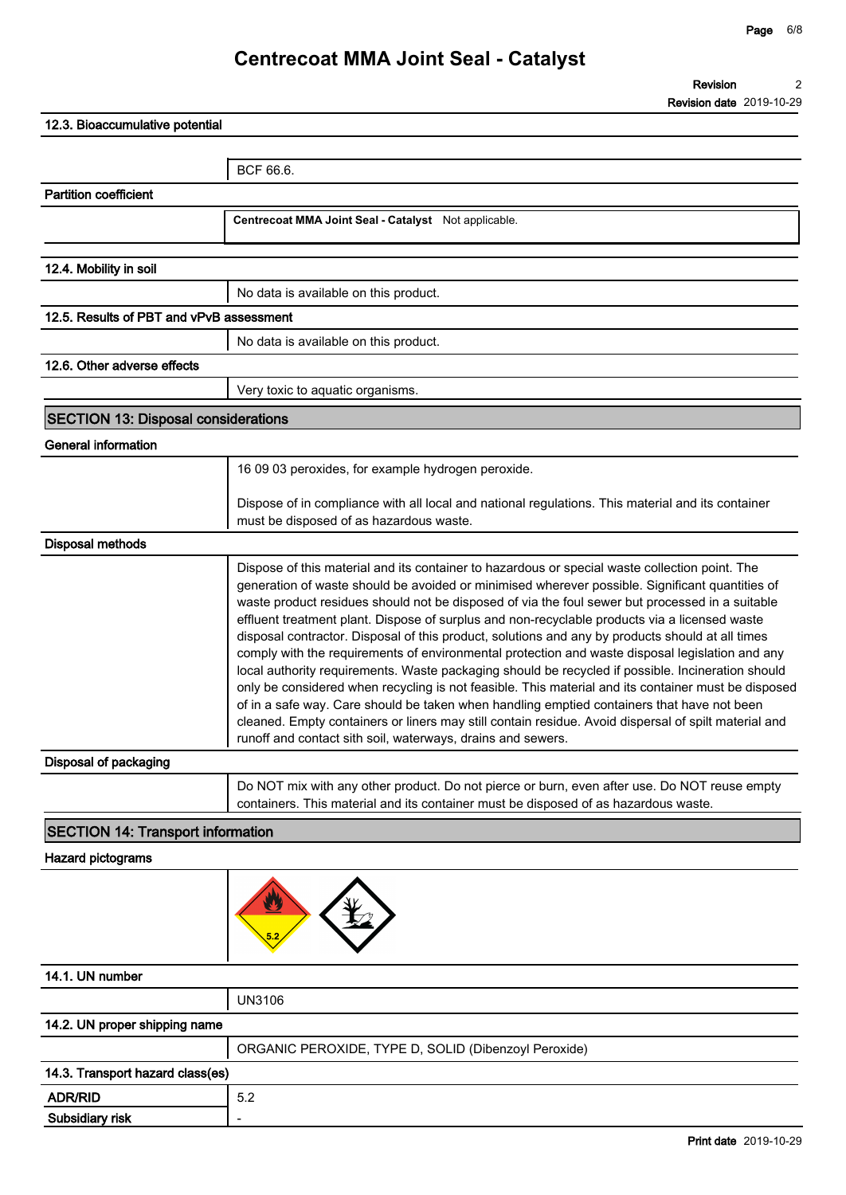### 12.3. Bioaccumulative potential

BCF 66.6.

**Partition coefficient**

**Centrecoat MMA Joint Seal - Catalyst** Not applicable.

### 12.4. Mobility in soil

No data is available on this product.

### 12.5. Results of PBT and vPvB assessment

No data is available on this product.

### 12.6. Other adverse effects

Very toxic to aquatic organisms.

## SECTION 13: Disposal considerations

**General information**

16 09 03 peroxides, for example hydrogen peroxide.

Dispose of in compliance with all local and national regulations. This material and its container must be disposed of as hazardous waste.

**Disposal methods**

Dispose of this material and its container to hazardous or special waste collection point. The generation of waste should be avoided or minimised wherever possible. Significant quantities of waste product residues should not be disposed of via the foul sewer but processed in a suitable effluent treatment plant. Dispose of surplus and non-recyclable products via a licensed waste disposal contractor. Disposal of this product, solutions and any by products should at all times comply with the requirements of environmental protection and waste disposal legislation and any local authority requirements. Waste packaging should be recycled if possible. Incineration should only be considered when recycling is not feasible. This material and its container must be disposed of in a safe way. Care should be taken when handling emptied containers that have not been cleaned. Empty containers or liners may still contain residue. Avoid dispersal of spilt material and runoff and contact sith soil, waterways, drains and sewers.

**Disposal of packaging**

Do NOT mix with any other product. Do not pierce or burn, even after use. Do NOT reuse empty containers. This material and its container must be disposed of as hazardous waste.

## SECTION 14: Transport information

**Hazard pictograms**

### 14.1. UN number

UN3106

### 14.2. UN proper shipping name

ORGANIC PEROXIDE, TYPE D, SOLID (Dibenzoyl Peroxide)

### 14.3. Transport hazard class(es)

| | |
|---|---|
| **ADR/RID** | 5.2 |
| **Subsidiary risk** | - |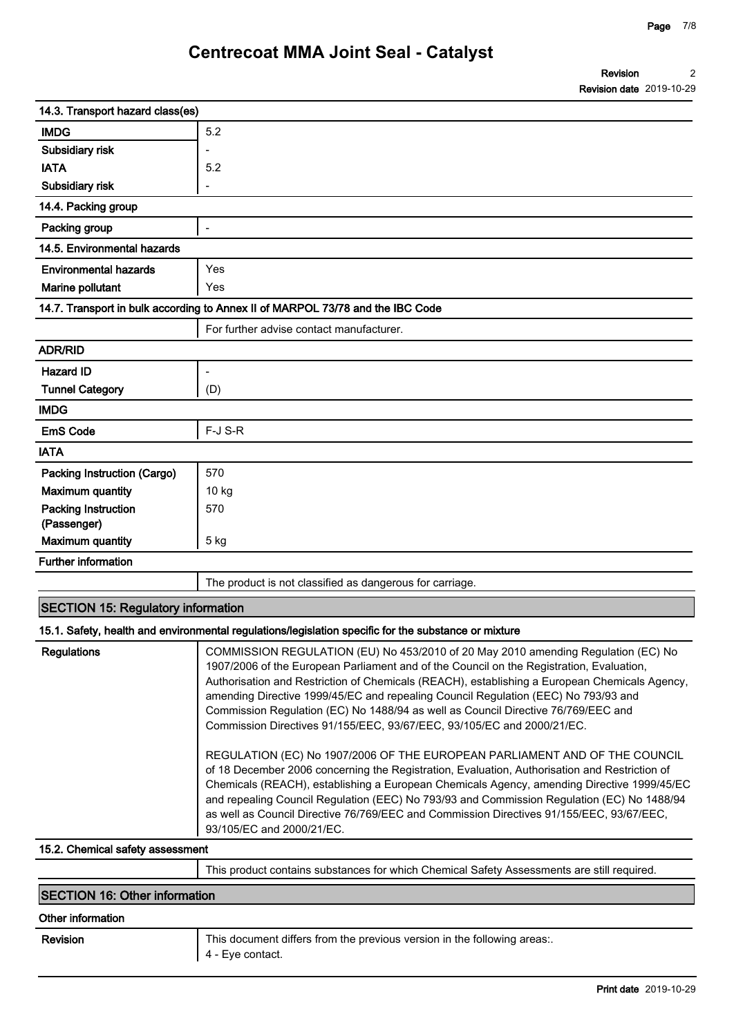### 14.3. Transport hazard class(es)

| | |
|---|---|
| **IMDG** | 5.2 |
| **Subsidiary risk** | - |
| **IATA** | 5.2 |
| **Subsidiary risk** | - |

### 14.4. Packing group

| | |
|---|---|
| **Packing group** | - |

### 14.5. Environmental hazards

| | |
|---|---|
| **Environmental hazards** | Yes |
| **Marine pollutant** | Yes |

### 14.7. Transport in bulk according to Annex II of MARPOL 73/78 and the IBC Code

For further advise contact manufacturer.

### ADR/RID

| | |
|---|---|
| **Hazard ID** | - |
| **Tunnel Category** | (D) |

### IMDG

| | |
|---|---|
| **EmS Code** | F-J S-R |

### IATA

| | |
|---|---|
| **Packing Instruction (Cargo)** | 570 |
| **Maximum quantity** | 10 kg |
| **Packing Instruction (Passenger)** | 570 |
| **Maximum quantity** | 5 kg |

### Further information

The product is not classified as dangerous for carriage.

## SECTION 15: Regulatory information

### 15.1. Safety, health and environmental regulations/legislation specific for the substance or mixture

**Regulations**

COMMISSION REGULATION (EU) No 453/2010 of 20 May 2010 amending Regulation (EC) No 1907/2006 of the European Parliament and of the Council on the Registration, Evaluation, Authorisation and Restriction of Chemicals (REACH), establishing a European Chemicals Agency, amending Directive 1999/45/EC and repealing Council Regulation (EEC) No 793/93 and Commission Regulation (EC) No 1488/94 as well as Council Directive 76/769/EEC and Commission Directives 91/155/EEC, 93/67/EEC, 93/105/EC and 2000/21/EC.

REGULATION (EC) No 1907/2006 OF THE EUROPEAN PARLIAMENT AND OF THE COUNCIL of 18 December 2006 concerning the Registration, Evaluation, Authorisation and Restriction of Chemicals (REACH), establishing a European Chemicals Agency, amending Directive 1999/45/EC and repealing Council Regulation (EEC) No 793/93 and Commission Regulation (EC) No 1488/94 as well as Council Directive 76/769/EEC and Commission Directives 91/155/EEC, 93/67/EEC, 93/105/EC and 2000/21/EC.

### 15.2. Chemical safety assessment

This product contains substances for which Chemical Safety Assessments are still required.

## SECTION 16: Other information

### Other information

**Revision**

This document differs from the previous version in the following areas:.
4 - Eye contact.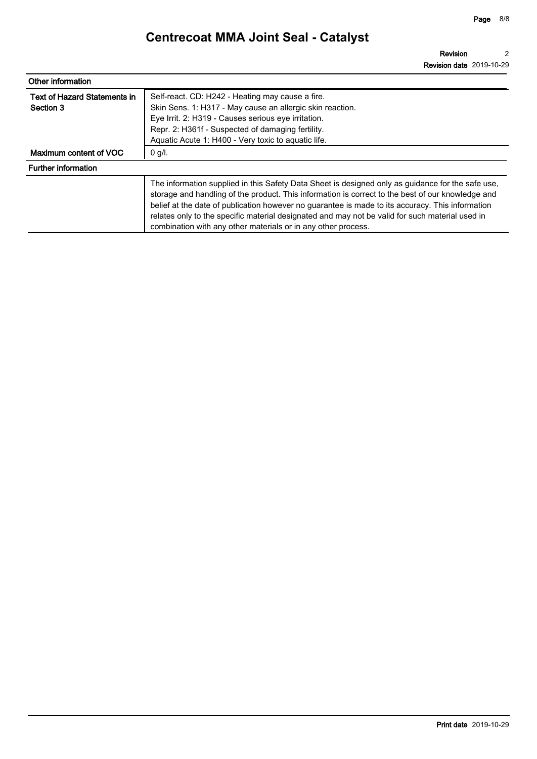## Other information

| | |
|---|---|
| **Text of Hazard Statements in Section 3** | Self-react. CD: H242 - Heating may cause a fire.<br>Skin Sens. 1: H317 - May cause an allergic skin reaction.<br>Eye Irrit. 2: H319 - Causes serious eye irritation.<br>Repr. 2: H361f - Suspected of damaging fertility.<br>Aquatic Acute 1: H400 - Very toxic to aquatic life. |
| **Maximum content of VOC** | 0 g/l. |

## Further information

| | |
|---|---|
| | The information supplied in this Safety Data Sheet is designed only as guidance for the safe use, storage and handling of the product. This information is correct to the best of our knowledge and belief at the date of publication however no guarantee is made to its accuracy. This information relates only to the specific material designated and may not be valid for such material used in combination with any other materials or in any other process. |